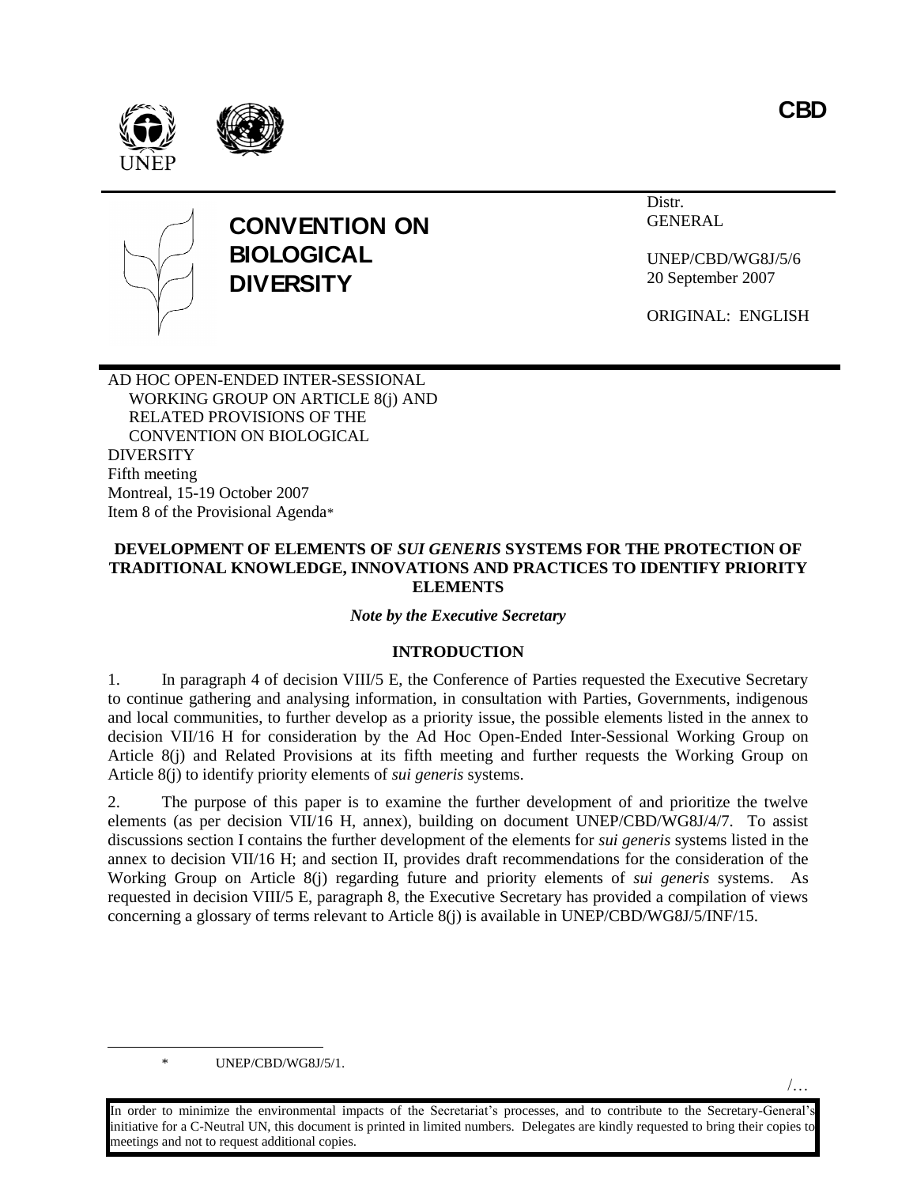CBD

# CONVENTION ON BIOLOGICAL DIVERSITY

Distr.
GENERAL

UNEP/CBD/WG8J/5/6
20 September 2007

ORIGINAL: ENGLISH

AD HOC OPEN-ENDED INTER-SESSIONAL WORKING GROUP ON ARTICLE 8(j) AND RELATED PROVISIONS OF THE CONVENTION ON BIOLOGICAL DIVERSITY
Fifth meeting
Montreal, 15-19 October 2007
Item 8 of the Provisional Agenda*

## DEVELOPMENT OF ELEMENTS OF *SUI GENERIS* SYSTEMS FOR THE PROTECTION OF TRADITIONAL KNOWLEDGE, INNOVATIONS AND PRACTICES TO IDENTIFY PRIORITY ELEMENTS

*Note by the Executive Secretary*

### INTRODUCTION

1. In paragraph 4 of decision VIII/5 E, the Conference of Parties requested the Executive Secretary to continue gathering and analysing information, in consultation with Parties, Governments, indigenous and local communities, to further develop as a priority issue, the possible elements listed in the annex to decision VII/16 H for consideration by the Ad Hoc Open-Ended Inter-Sessional Working Group on Article 8(j) and Related Provisions at its fifth meeting and further requests the Working Group on Article 8(j) to identify priority elements of *sui generis* systems.

2. The purpose of this paper is to examine the further development of and prioritize the twelve elements (as per decision VII/16 H, annex), building on document UNEP/CBD/WG8J/4/7. To assist discussions section I contains the further development of the elements for *sui generis* systems listed in the annex to decision VII/16 H; and section II, provides draft recommendations for the consideration of the Working Group on Article 8(j) regarding future and priority elements of *sui generis* systems. As requested in decision VIII/5 E, paragraph 8, the Executive Secretary has provided a compilation of views concerning a glossary of terms relevant to Article 8(j) is available in UNEP/CBD/WG8J/5/INF/15.

\* UNEP/CBD/WG8J/5/1.

In order to minimize the environmental impacts of the Secretariat's processes, and to contribute to the Secretary-General's initiative for a C-Neutral UN, this document is printed in limited numbers. Delegates are kindly requested to bring their copies to meetings and not to request additional copies.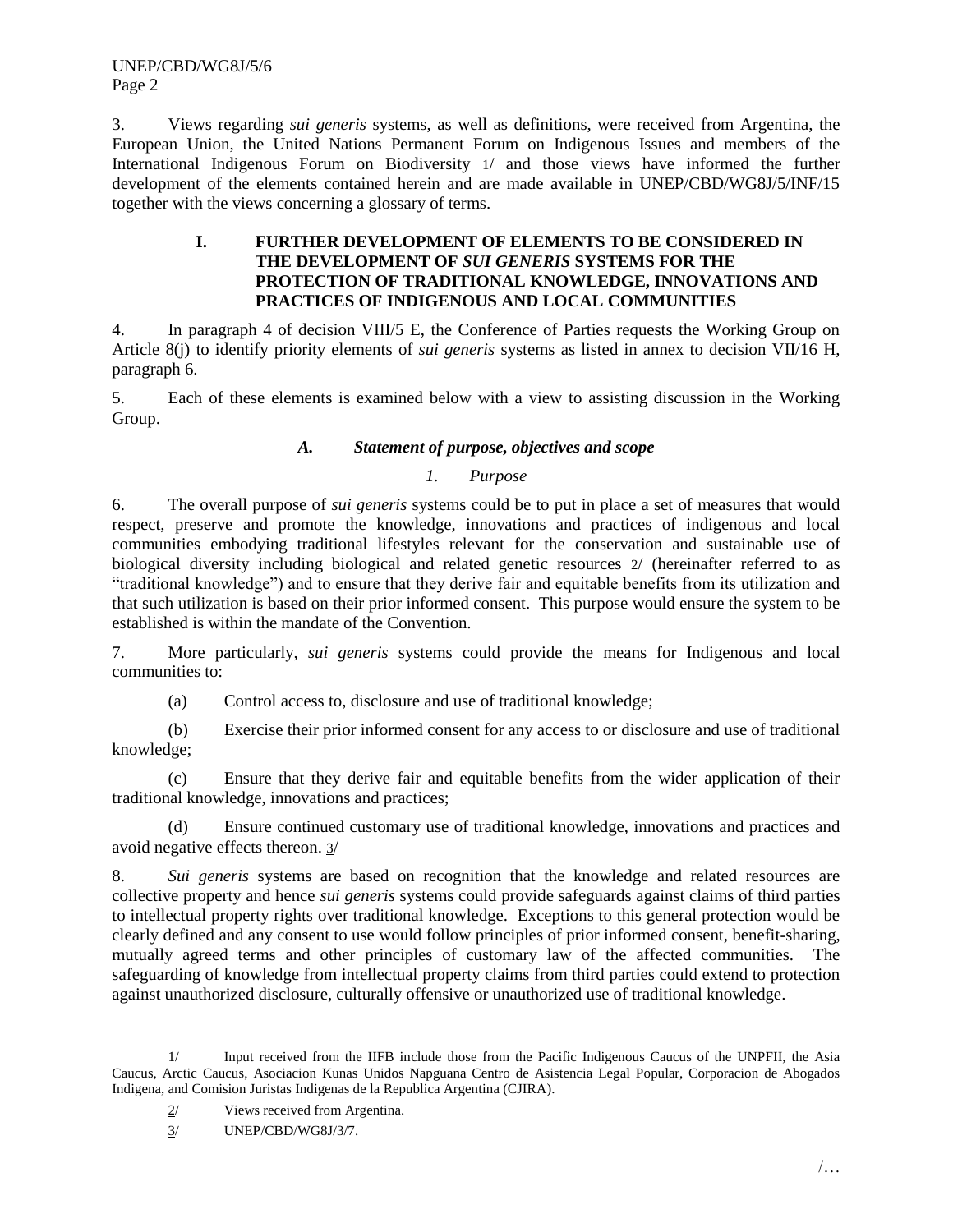3. Views regarding *sui generis* systems, as well as definitions, were received from Argentina, the European Union, the United Nations Permanent Forum on Indigenous Issues and members of the International Indigenous Forum on Biodiversity 1/ and those views have informed the further development of the elements contained herein and are made available in UNEP/CBD/WG8J/5/INF/15 together with the views concerning a glossary of terms.

## I. FURTHER DEVELOPMENT OF ELEMENTS TO BE CONSIDERED IN THE DEVELOPMENT OF *SUI GENERIS* SYSTEMS FOR THE PROTECTION OF TRADITIONAL KNOWLEDGE, INNOVATIONS AND PRACTICES OF INDIGENOUS AND LOCAL COMMUNITIES

4. In paragraph 4 of decision VIII/5 E, the Conference of Parties requests the Working Group on Article 8(j) to identify priority elements of *sui generis* systems as listed in annex to decision VII/16 H, paragraph 6.

5. Each of these elements is examined below with a view to assisting discussion in the Working Group.

### *A. Statement of purpose, objectives and scope*

#### *1. Purpose*

6. The overall purpose of *sui generis* systems could be to put in place a set of measures that would respect, preserve and promote the knowledge, innovations and practices of indigenous and local communities embodying traditional lifestyles relevant for the conservation and sustainable use of biological diversity including biological and related genetic resources 2/ (hereinafter referred to as "traditional knowledge") and to ensure that they derive fair and equitable benefits from its utilization and that such utilization is based on their prior informed consent. This purpose would ensure the system to be established is within the mandate of the Convention.

7. More particularly, *sui generis* systems could provide the means for Indigenous and local communities to:

(a) Control access to, disclosure and use of traditional knowledge;

(b) Exercise their prior informed consent for any access to or disclosure and use of traditional knowledge;

(c) Ensure that they derive fair and equitable benefits from the wider application of their traditional knowledge, innovations and practices;

(d) Ensure continued customary use of traditional knowledge, innovations and practices and avoid negative effects thereon. 3/

8. *Sui generis* systems are based on recognition that the knowledge and related resources are collective property and hence *sui generis* systems could provide safeguards against claims of third parties to intellectual property rights over traditional knowledge. Exceptions to this general protection would be clearly defined and any consent to use would follow principles of prior informed consent, benefit-sharing, mutually agreed terms and other principles of customary law of the affected communities. The safeguarding of knowledge from intellectual property claims from third parties could extend to protection against unauthorized disclosure, culturally offensive or unauthorized use of traditional knowledge.

---

1/ Input received from the IIFB include those from the Pacific Indigenous Caucus of the UNPFII, the Asia Caucus, Arctic Caucus, Asociacion Kunas Unidos Napguana Centro de Asistencia Legal Popular, Corporacion de Abogados Indigena, and Comision Juristas Indigenas de la Republica Argentina (CJIRA).

2/ Views received from Argentina.

3/ UNEP/CBD/WG8J/3/7.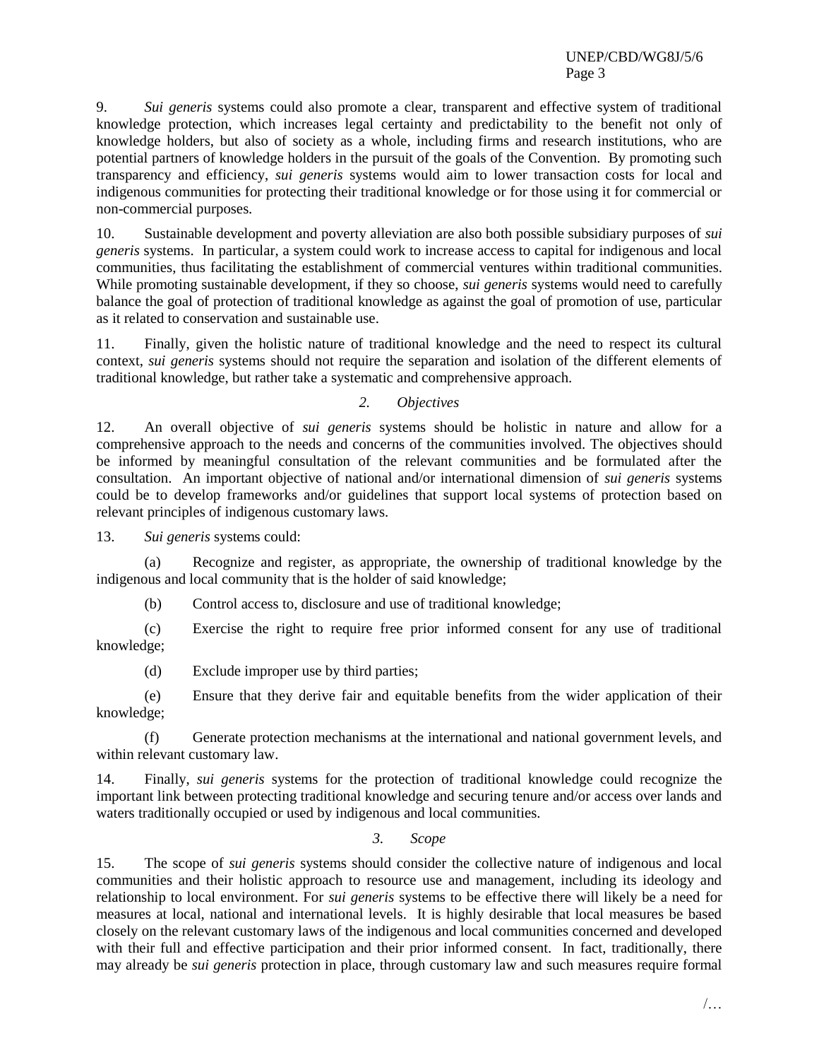9. *Sui generis* systems could also promote a clear, transparent and effective system of traditional knowledge protection, which increases legal certainty and predictability to the benefit not only of knowledge holders, but also of society as a whole, including firms and research institutions, who are potential partners of knowledge holders in the pursuit of the goals of the Convention. By promoting such transparency and efficiency, *sui generis* systems would aim to lower transaction costs for local and indigenous communities for protecting their traditional knowledge or for those using it for commercial or non-commercial purposes.

10. Sustainable development and poverty alleviation are also both possible subsidiary purposes of *sui generis* systems. In particular, a system could work to increase access to capital for indigenous and local communities, thus facilitating the establishment of commercial ventures within traditional communities. While promoting sustainable development, if they so choose, *sui generis* systems would need to carefully balance the goal of protection of traditional knowledge as against the goal of promotion of use, particular as it related to conservation and sustainable use.

11. Finally, given the holistic nature of traditional knowledge and the need to respect its cultural context, *sui generis* systems should not require the separation and isolation of the different elements of traditional knowledge, but rather take a systematic and comprehensive approach.

### *2. Objectives*

12. An overall objective of *sui generis* systems should be holistic in nature and allow for a comprehensive approach to the needs and concerns of the communities involved. The objectives should be informed by meaningful consultation of the relevant communities and be formulated after the consultation. An important objective of national and/or international dimension of *sui generis* systems could be to develop frameworks and/or guidelines that support local systems of protection based on relevant principles of indigenous customary laws.

13. *Sui generis* systems could:

(a) Recognize and register, as appropriate, the ownership of traditional knowledge by the indigenous and local community that is the holder of said knowledge;

(b) Control access to, disclosure and use of traditional knowledge;

(c) Exercise the right to require free prior informed consent for any use of traditional knowledge;

(d) Exclude improper use by third parties;

(e) Ensure that they derive fair and equitable benefits from the wider application of their knowledge;

(f) Generate protection mechanisms at the international and national government levels, and within relevant customary law.

14. Finally, *sui generis* systems for the protection of traditional knowledge could recognize the important link between protecting traditional knowledge and securing tenure and/or access over lands and waters traditionally occupied or used by indigenous and local communities.

### *3. Scope*

15. The scope of *sui generis* systems should consider the collective nature of indigenous and local communities and their holistic approach to resource use and management, including its ideology and relationship to local environment. For *sui generis* systems to be effective there will likely be a need for measures at local, national and international levels. It is highly desirable that local measures be based closely on the relevant customary laws of the indigenous and local communities concerned and developed with their full and effective participation and their prior informed consent. In fact, traditionally, there may already be *sui generis* protection in place, through customary law and such measures require formal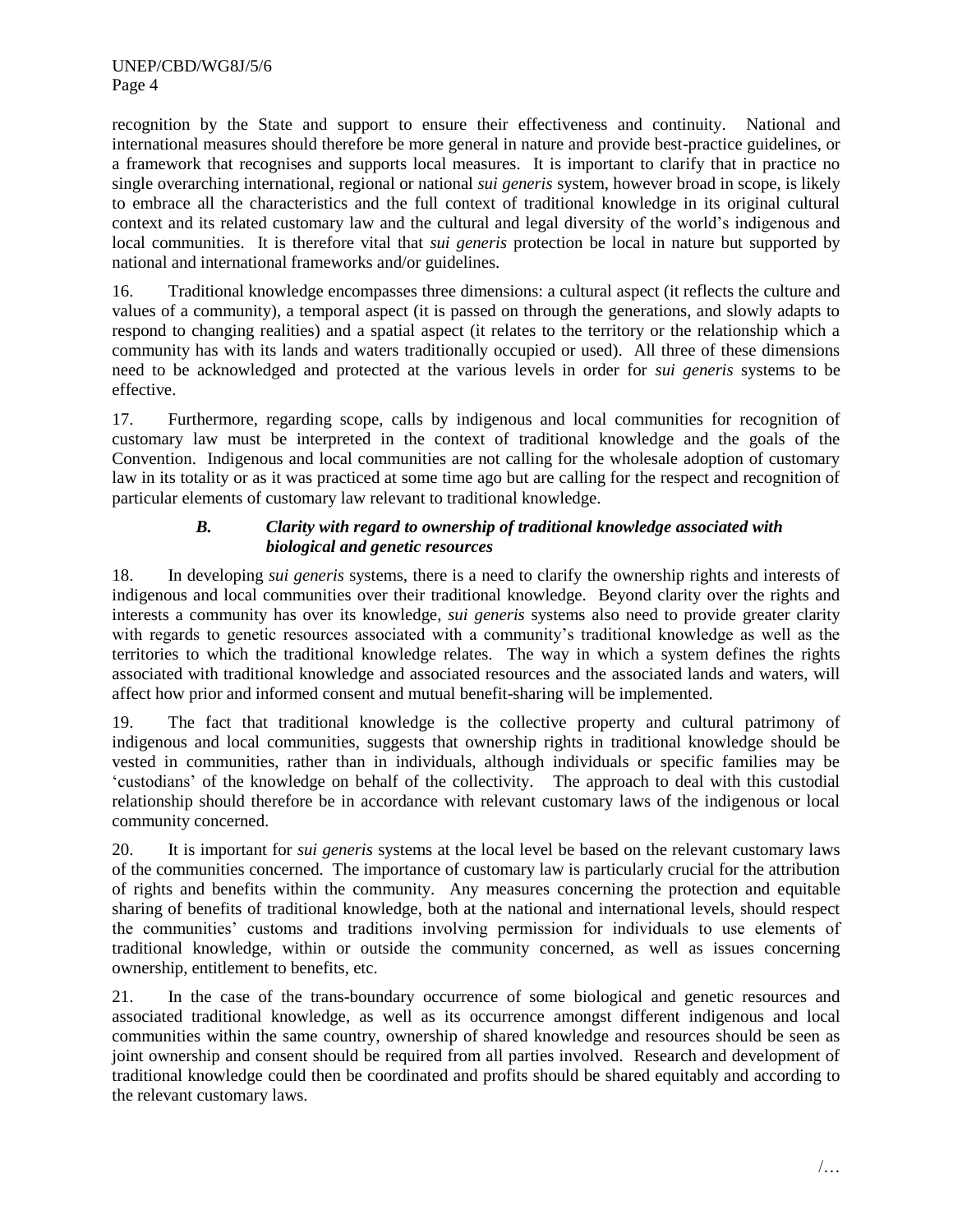recognition by the State and support to ensure their effectiveness and continuity. National and international measures should therefore be more general in nature and provide best-practice guidelines, or a framework that recognises and supports local measures. It is important to clarify that in practice no single overarching international, regional or national *sui generis* system, however broad in scope, is likely to embrace all the characteristics and the full context of traditional knowledge in its original cultural context and its related customary law and the cultural and legal diversity of the world's indigenous and local communities. It is therefore vital that *sui generis* protection be local in nature but supported by national and international frameworks and/or guidelines.

16. Traditional knowledge encompasses three dimensions: a cultural aspect (it reflects the culture and values of a community), a temporal aspect (it is passed on through the generations, and slowly adapts to respond to changing realities) and a spatial aspect (it relates to the territory or the relationship which a community has with its lands and waters traditionally occupied or used). All three of these dimensions need to be acknowledged and protected at the various levels in order for *sui generis* systems to be effective.

17. Furthermore, regarding scope, calls by indigenous and local communities for recognition of customary law must be interpreted in the context of traditional knowledge and the goals of the Convention. Indigenous and local communities are not calling for the wholesale adoption of customary law in its totality or as it was practiced at some time ago but are calling for the respect and recognition of particular elements of customary law relevant to traditional knowledge.

### *B. Clarity with regard to ownership of traditional knowledge associated with biological and genetic resources*

18. In developing *sui generis* systems, there is a need to clarify the ownership rights and interests of indigenous and local communities over their traditional knowledge. Beyond clarity over the rights and interests a community has over its knowledge, *sui generis* systems also need to provide greater clarity with regards to genetic resources associated with a community's traditional knowledge as well as the territories to which the traditional knowledge relates. The way in which a system defines the rights associated with traditional knowledge and associated resources and the associated lands and waters, will affect how prior and informed consent and mutual benefit-sharing will be implemented.

19. The fact that traditional knowledge is the collective property and cultural patrimony of indigenous and local communities, suggests that ownership rights in traditional knowledge should be vested in communities, rather than in individuals, although individuals or specific families may be 'custodians' of the knowledge on behalf of the collectivity. The approach to deal with this custodial relationship should therefore be in accordance with relevant customary laws of the indigenous or local community concerned.

20. It is important for *sui generis* systems at the local level be based on the relevant customary laws of the communities concerned. The importance of customary law is particularly crucial for the attribution of rights and benefits within the community. Any measures concerning the protection and equitable sharing of benefits of traditional knowledge, both at the national and international levels, should respect the communities' customs and traditions involving permission for individuals to use elements of traditional knowledge, within or outside the community concerned, as well as issues concerning ownership, entitlement to benefits, etc.

21. In the case of the trans-boundary occurrence of some biological and genetic resources and associated traditional knowledge, as well as its occurrence amongst different indigenous and local communities within the same country, ownership of shared knowledge and resources should be seen as joint ownership and consent should be required from all parties involved. Research and development of traditional knowledge could then be coordinated and profits should be shared equitably and according to the relevant customary laws.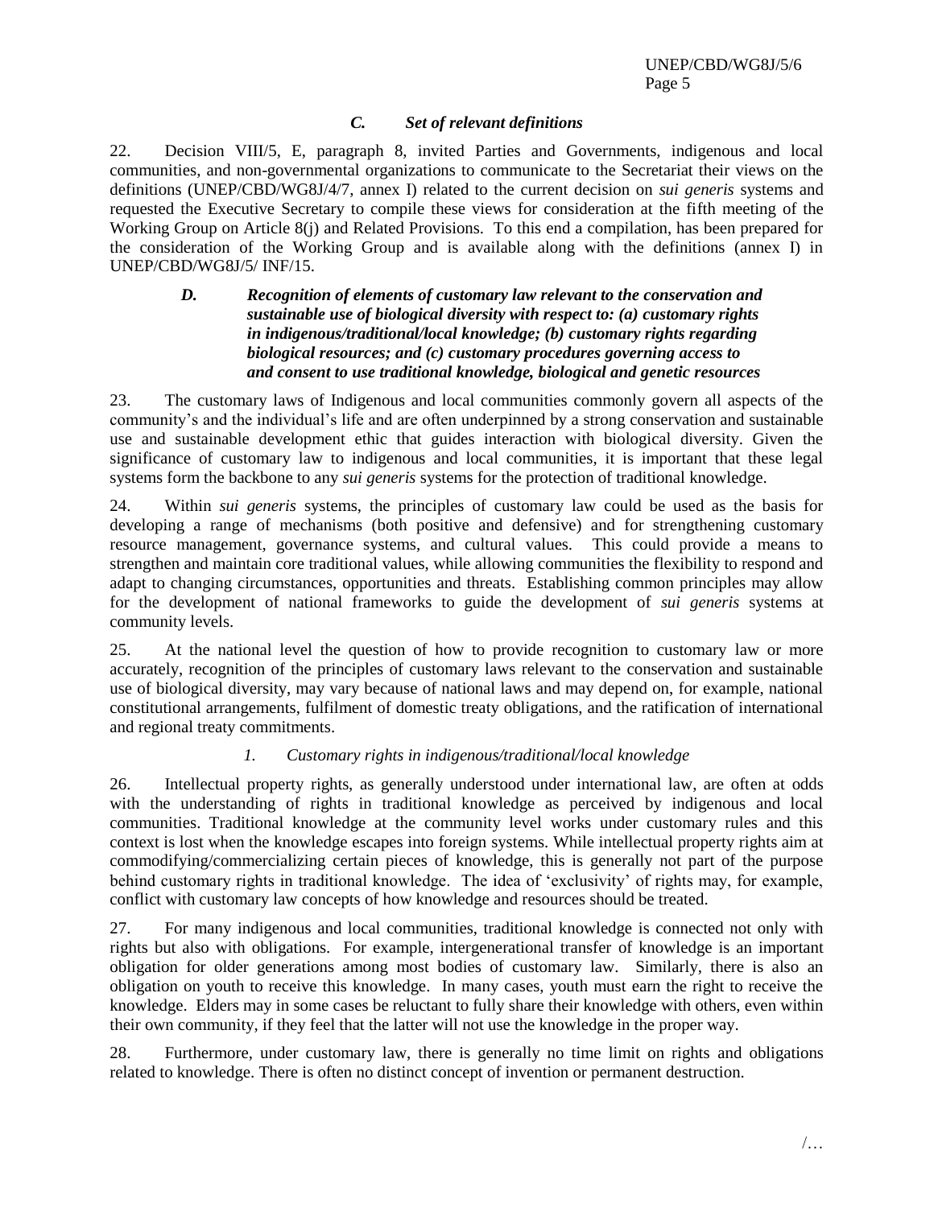### *C. Set of relevant definitions*

22. Decision VIII/5, E, paragraph 8, invited Parties and Governments, indigenous and local communities, and non-governmental organizations to communicate to the Secretariat their views on the definitions (UNEP/CBD/WG8J/4/7, annex I) related to the current decision on *sui generis* systems and requested the Executive Secretary to compile these views for consideration at the fifth meeting of the Working Group on Article 8(j) and Related Provisions. To this end a compilation, has been prepared for the consideration of the Working Group and is available along with the definitions (annex I) in UNEP/CBD/WG8J/5/ INF/15.

### *D. Recognition of elements of customary law relevant to the conservation and sustainable use of biological diversity with respect to: (a) customary rights in indigenous/traditional/local knowledge; (b) customary rights regarding biological resources; and (c) customary procedures governing access to and consent to use traditional knowledge, biological and genetic resources*

23. The customary laws of Indigenous and local communities commonly govern all aspects of the community's and the individual's life and are often underpinned by a strong conservation and sustainable use and sustainable development ethic that guides interaction with biological diversity. Given the significance of customary law to indigenous and local communities, it is important that these legal systems form the backbone to any *sui generis* systems for the protection of traditional knowledge.

24. Within *sui generis* systems, the principles of customary law could be used as the basis for developing a range of mechanisms (both positive and defensive) and for strengthening customary resource management, governance systems, and cultural values. This could provide a means to strengthen and maintain core traditional values, while allowing communities the flexibility to respond and adapt to changing circumstances, opportunities and threats. Establishing common principles may allow for the development of national frameworks to guide the development of *sui generis* systems at community levels.

25. At the national level the question of how to provide recognition to customary law or more accurately, recognition of the principles of customary laws relevant to the conservation and sustainable use of biological diversity, may vary because of national laws and may depend on, for example, national constitutional arrangements, fulfilment of domestic treaty obligations, and the ratification of international and regional treaty commitments.

#### *1. Customary rights in indigenous/traditional/local knowledge*

26. Intellectual property rights, as generally understood under international law, are often at odds with the understanding of rights in traditional knowledge as perceived by indigenous and local communities. Traditional knowledge at the community level works under customary rules and this context is lost when the knowledge escapes into foreign systems. While intellectual property rights aim at commodifying/commercializing certain pieces of knowledge, this is generally not part of the purpose behind customary rights in traditional knowledge. The idea of 'exclusivity' of rights may, for example, conflict with customary law concepts of how knowledge and resources should be treated.

27. For many indigenous and local communities, traditional knowledge is connected not only with rights but also with obligations. For example, intergenerational transfer of knowledge is an important obligation for older generations among most bodies of customary law. Similarly, there is also an obligation on youth to receive this knowledge. In many cases, youth must earn the right to receive the knowledge. Elders may in some cases be reluctant to fully share their knowledge with others, even within their own community, if they feel that the latter will not use the knowledge in the proper way.

28. Furthermore, under customary law, there is generally no time limit on rights and obligations related to knowledge. There is often no distinct concept of invention or permanent destruction.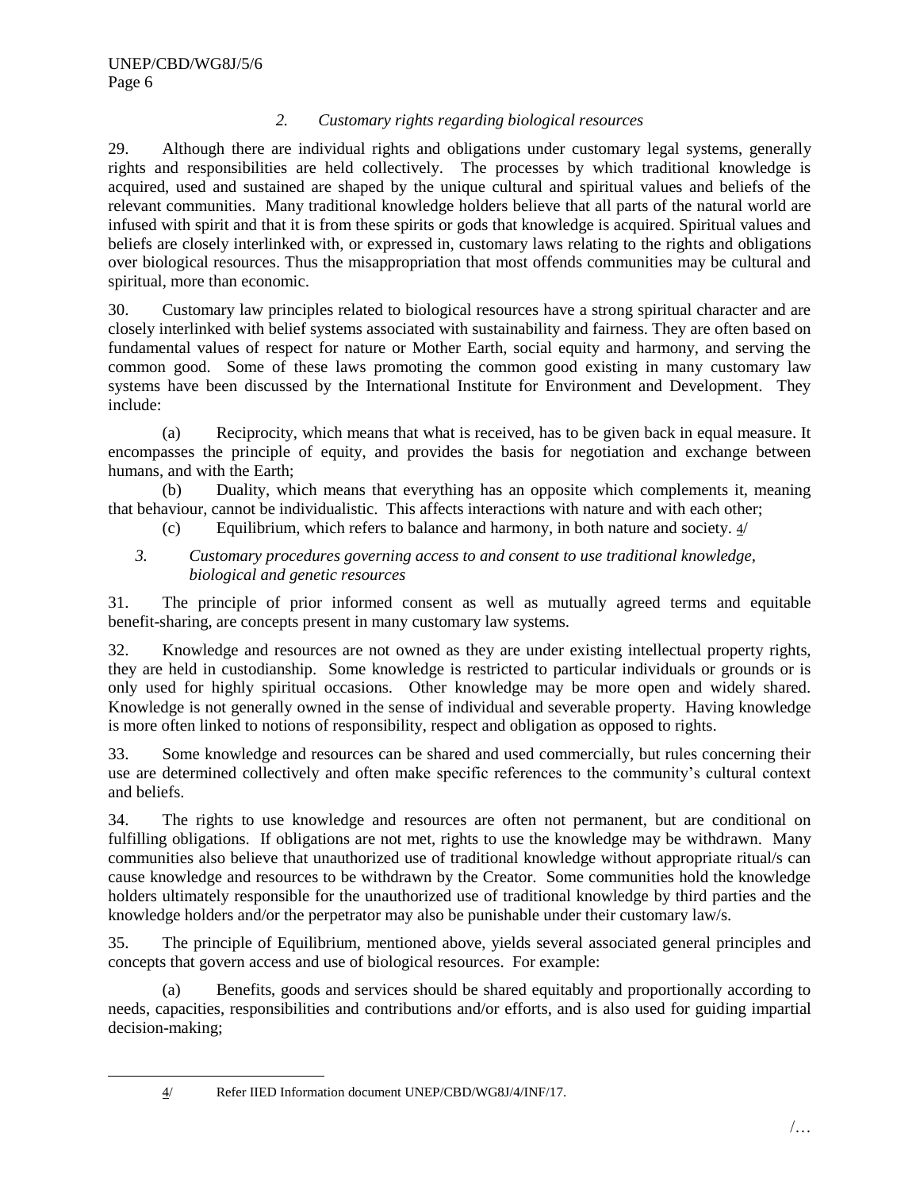### *2. Customary rights regarding biological resources*

29. Although there are individual rights and obligations under customary legal systems, generally rights and responsibilities are held collectively. The processes by which traditional knowledge is acquired, used and sustained are shaped by the unique cultural and spiritual values and beliefs of the relevant communities. Many traditional knowledge holders believe that all parts of the natural world are infused with spirit and that it is from these spirits or gods that knowledge is acquired. Spiritual values and beliefs are closely interlinked with, or expressed in, customary laws relating to the rights and obligations over biological resources. Thus the misappropriation that most offends communities may be cultural and spiritual, more than economic.

30. Customary law principles related to biological resources have a strong spiritual character and are closely interlinked with belief systems associated with sustainability and fairness. They are often based on fundamental values of respect for nature or Mother Earth, social equity and harmony, and serving the common good. Some of these laws promoting the common good existing in many customary law systems have been discussed by the International Institute for Environment and Development. They include:

(a) Reciprocity, which means that what is received, has to be given back in equal measure. It encompasses the principle of equity, and provides the basis for negotiation and exchange between humans, and with the Earth;

(b) Duality, which means that everything has an opposite which complements it, meaning that behaviour, cannot be individualistic. This affects interactions with nature and with each other;

(c) Equilibrium, which refers to balance and harmony, in both nature and society. 4/

### *3. Customary procedures governing access to and consent to use traditional knowledge, biological and genetic resources*

31. The principle of prior informed consent as well as mutually agreed terms and equitable benefit-sharing, are concepts present in many customary law systems.

32. Knowledge and resources are not owned as they are under existing intellectual property rights, they are held in custodianship. Some knowledge is restricted to particular individuals or grounds or is only used for highly spiritual occasions. Other knowledge may be more open and widely shared. Knowledge is not generally owned in the sense of individual and severable property. Having knowledge is more often linked to notions of responsibility, respect and obligation as opposed to rights.

33. Some knowledge and resources can be shared and used commercially, but rules concerning their use are determined collectively and often make specific references to the community's cultural context and beliefs.

34. The rights to use knowledge and resources are often not permanent, but are conditional on fulfilling obligations. If obligations are not met, rights to use the knowledge may be withdrawn. Many communities also believe that unauthorized use of traditional knowledge without appropriate ritual/s can cause knowledge and resources to be withdrawn by the Creator. Some communities hold the knowledge holders ultimately responsible for the unauthorized use of traditional knowledge by third parties and the knowledge holders and/or the perpetrator may also be punishable under their customary law/s.

35. The principle of Equilibrium, mentioned above, yields several associated general principles and concepts that govern access and use of biological resources. For example:

(a) Benefits, goods and services should be shared equitably and proportionally according to needs, capacities, responsibilities and contributions and/or efforts, and is also used for guiding impartial decision-making;

---

4/ Refer IIED Information document UNEP/CBD/WG8J/4/INF/17.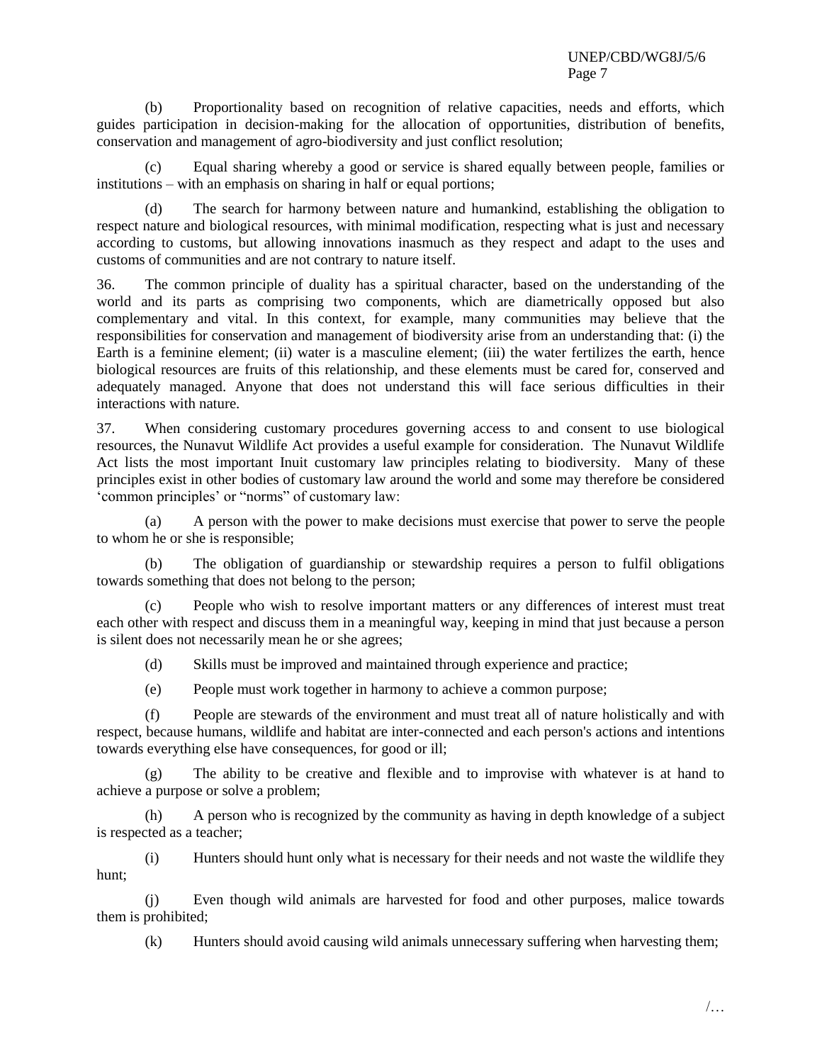(b) Proportionality based on recognition of relative capacities, needs and efforts, which guides participation in decision-making for the allocation of opportunities, distribution of benefits, conservation and management of agro-biodiversity and just conflict resolution;

(c) Equal sharing whereby a good or service is shared equally between people, families or institutions – with an emphasis on sharing in half or equal portions;

(d) The search for harmony between nature and humankind, establishing the obligation to respect nature and biological resources, with minimal modification, respecting what is just and necessary according to customs, but allowing innovations inasmuch as they respect and adapt to the uses and customs of communities and are not contrary to nature itself.

36. The common principle of duality has a spiritual character, based on the understanding of the world and its parts as comprising two components, which are diametrically opposed but also complementary and vital. In this context, for example, many communities may believe that the responsibilities for conservation and management of biodiversity arise from an understanding that: (i) the Earth is a feminine element; (ii) water is a masculine element; (iii) the water fertilizes the earth, hence biological resources are fruits of this relationship, and these elements must be cared for, conserved and adequately managed. Anyone that does not understand this will face serious difficulties in their interactions with nature.

37. When considering customary procedures governing access to and consent to use biological resources, the Nunavut Wildlife Act provides a useful example for consideration. The Nunavut Wildlife Act lists the most important Inuit customary law principles relating to biodiversity. Many of these principles exist in other bodies of customary law around the world and some may therefore be considered 'common principles' or "norms" of customary law:

(a) A person with the power to make decisions must exercise that power to serve the people to whom he or she is responsible;

(b) The obligation of guardianship or stewardship requires a person to fulfil obligations towards something that does not belong to the person;

(c) People who wish to resolve important matters or any differences of interest must treat each other with respect and discuss them in a meaningful way, keeping in mind that just because a person is silent does not necessarily mean he or she agrees;

(d) Skills must be improved and maintained through experience and practice;

(e) People must work together in harmony to achieve a common purpose;

(f) People are stewards of the environment and must treat all of nature holistically and with respect, because humans, wildlife and habitat are inter-connected and each person's actions and intentions towards everything else have consequences, for good or ill;

(g) The ability to be creative and flexible and to improvise with whatever is at hand to achieve a purpose or solve a problem;

(h) A person who is recognized by the community as having in depth knowledge of a subject is respected as a teacher;

(i) Hunters should hunt only what is necessary for their needs and not waste the wildlife they hunt;

(j) Even though wild animals are harvested for food and other purposes, malice towards them is prohibited;

(k) Hunters should avoid causing wild animals unnecessary suffering when harvesting them;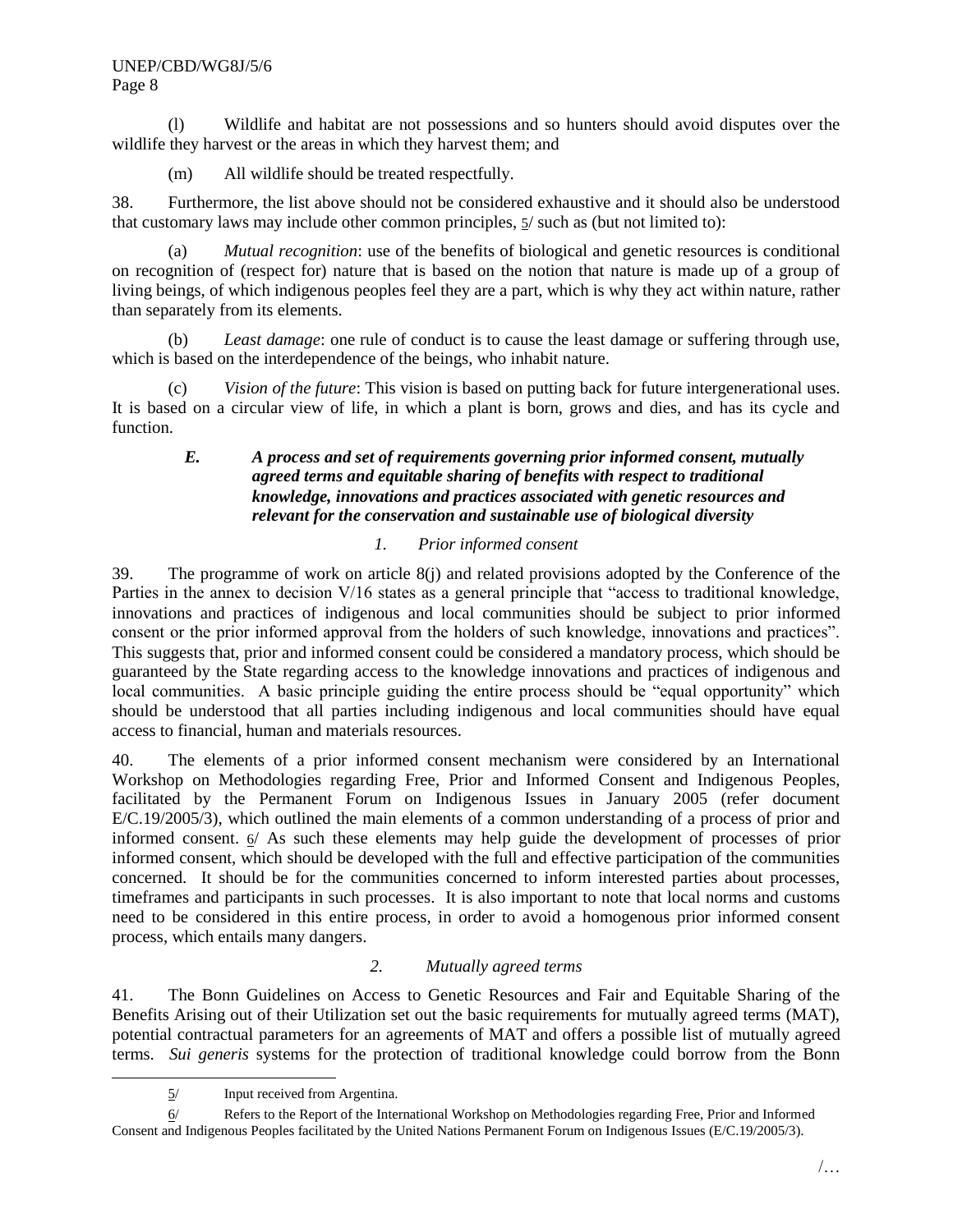(l) Wildlife and habitat are not possessions and so hunters should avoid disputes over the wildlife they harvest or the areas in which they harvest them; and

(m) All wildlife should be treated respectfully.

38. Furthermore, the list above should not be considered exhaustive and it should also be understood that customary laws may include other common principles, 5/ such as (but not limited to):

(a) *Mutual recognition*: use of the benefits of biological and genetic resources is conditional on recognition of (respect for) nature that is based on the notion that nature is made up of a group of living beings, of which indigenous peoples feel they are a part, which is why they act within nature, rather than separately from its elements.

(b) *Least damage*: one rule of conduct is to cause the least damage or suffering through use, which is based on the interdependence of the beings, who inhabit nature.

(c) *Vision of the future*: This vision is based on putting back for future intergenerational uses. It is based on a circular view of life, in which a plant is born, grows and dies, and has its cycle and function.

### *E. A process and set of requirements governing prior informed consent, mutually agreed terms and equitable sharing of benefits with respect to traditional knowledge, innovations and practices associated with genetic resources and relevant for the conservation and sustainable use of biological diversity*

#### *1. Prior informed consent*

39. The programme of work on article 8(j) and related provisions adopted by the Conference of the Parties in the annex to decision V/16 states as a general principle that "access to traditional knowledge, innovations and practices of indigenous and local communities should be subject to prior informed consent or the prior informed approval from the holders of such knowledge, innovations and practices". This suggests that, prior and informed consent could be considered a mandatory process, which should be guaranteed by the State regarding access to the knowledge innovations and practices of indigenous and local communities. A basic principle guiding the entire process should be "equal opportunity" which should be understood that all parties including indigenous and local communities should have equal access to financial, human and materials resources.

40. The elements of a prior informed consent mechanism were considered by an International Workshop on Methodologies regarding Free, Prior and Informed Consent and Indigenous Peoples, facilitated by the Permanent Forum on Indigenous Issues in January 2005 (refer document E/C.19/2005/3), which outlined the main elements of a common understanding of a process of prior and informed consent. 6/ As such these elements may help guide the development of processes of prior informed consent, which should be developed with the full and effective participation of the communities concerned. It should be for the communities concerned to inform interested parties about processes, timeframes and participants in such processes. It is also important to note that local norms and customs need to be considered in this entire process, in order to avoid a homogenous prior informed consent process, which entails many dangers.

#### *2. Mutually agreed terms*

41. The Bonn Guidelines on Access to Genetic Resources and Fair and Equitable Sharing of the Benefits Arising out of their Utilization set out the basic requirements for mutually agreed terms (MAT), potential contractual parameters for an agreements of MAT and offers a possible list of mutually agreed terms. *Sui generis* systems for the protection of traditional knowledge could borrow from the Bonn

---

5/ Input received from Argentina.

6/ Refers to the Report of the International Workshop on Methodologies regarding Free, Prior and Informed Consent and Indigenous Peoples facilitated by the United Nations Permanent Forum on Indigenous Issues (E/C.19/2005/3).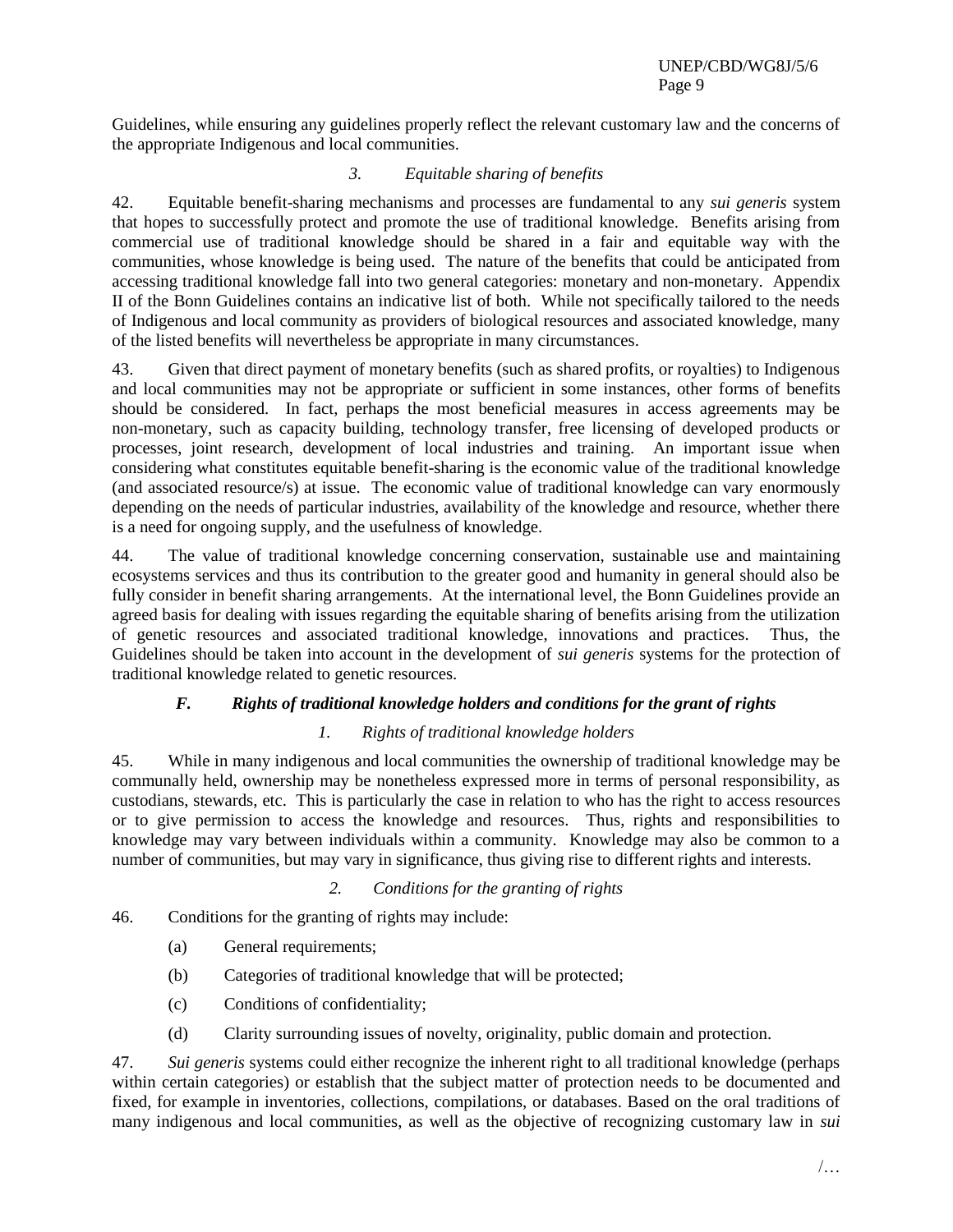Guidelines, while ensuring any guidelines properly reflect the relevant customary law and the concerns of the appropriate Indigenous and local communities.

#### *3. Equitable sharing of benefits*

42. Equitable benefit-sharing mechanisms and processes are fundamental to any *sui generis* system that hopes to successfully protect and promote the use of traditional knowledge. Benefits arising from commercial use of traditional knowledge should be shared in a fair and equitable way with the communities, whose knowledge is being used. The nature of the benefits that could be anticipated from accessing traditional knowledge fall into two general categories: monetary and non-monetary. Appendix II of the Bonn Guidelines contains an indicative list of both. While not specifically tailored to the needs of Indigenous and local community as providers of biological resources and associated knowledge, many of the listed benefits will nevertheless be appropriate in many circumstances.

43. Given that direct payment of monetary benefits (such as shared profits, or royalties) to Indigenous and local communities may not be appropriate or sufficient in some instances, other forms of benefits should be considered. In fact, perhaps the most beneficial measures in access agreements may be non-monetary, such as capacity building, technology transfer, free licensing of developed products or processes, joint research, development of local industries and training. An important issue when considering what constitutes equitable benefit-sharing is the economic value of the traditional knowledge (and associated resource/s) at issue. The economic value of traditional knowledge can vary enormously depending on the needs of particular industries, availability of the knowledge and resource, whether there is a need for ongoing supply, and the usefulness of knowledge.

44. The value of traditional knowledge concerning conservation, sustainable use and maintaining ecosystems services and thus its contribution to the greater good and humanity in general should also be fully consider in benefit sharing arrangements. At the international level, the Bonn Guidelines provide an agreed basis for dealing with issues regarding the equitable sharing of benefits arising from the utilization of genetic resources and associated traditional knowledge, innovations and practices. Thus, the Guidelines should be taken into account in the development of *sui generis* systems for the protection of traditional knowledge related to genetic resources.

### ***F. Rights of traditional knowledge holders and conditions for the grant of rights***

#### *1. Rights of traditional knowledge holders*

45. While in many indigenous and local communities the ownership of traditional knowledge may be communally held, ownership may be nonetheless expressed more in terms of personal responsibility, as custodians, stewards, etc. This is particularly the case in relation to who has the right to access resources or to give permission to access the knowledge and resources. Thus, rights and responsibilities to knowledge may vary between individuals within a community. Knowledge may also be common to a number of communities, but may vary in significance, thus giving rise to different rights and interests.

#### *2. Conditions for the granting of rights*

46. Conditions for the granting of rights may include:

(a) General requirements;

(b) Categories of traditional knowledge that will be protected;

(c) Conditions of confidentiality;

(d) Clarity surrounding issues of novelty, originality, public domain and protection.

47. *Sui generis* systems could either recognize the inherent right to all traditional knowledge (perhaps within certain categories) or establish that the subject matter of protection needs to be documented and fixed, for example in inventories, collections, compilations, or databases. Based on the oral traditions of many indigenous and local communities, as well as the objective of recognizing customary law in *sui*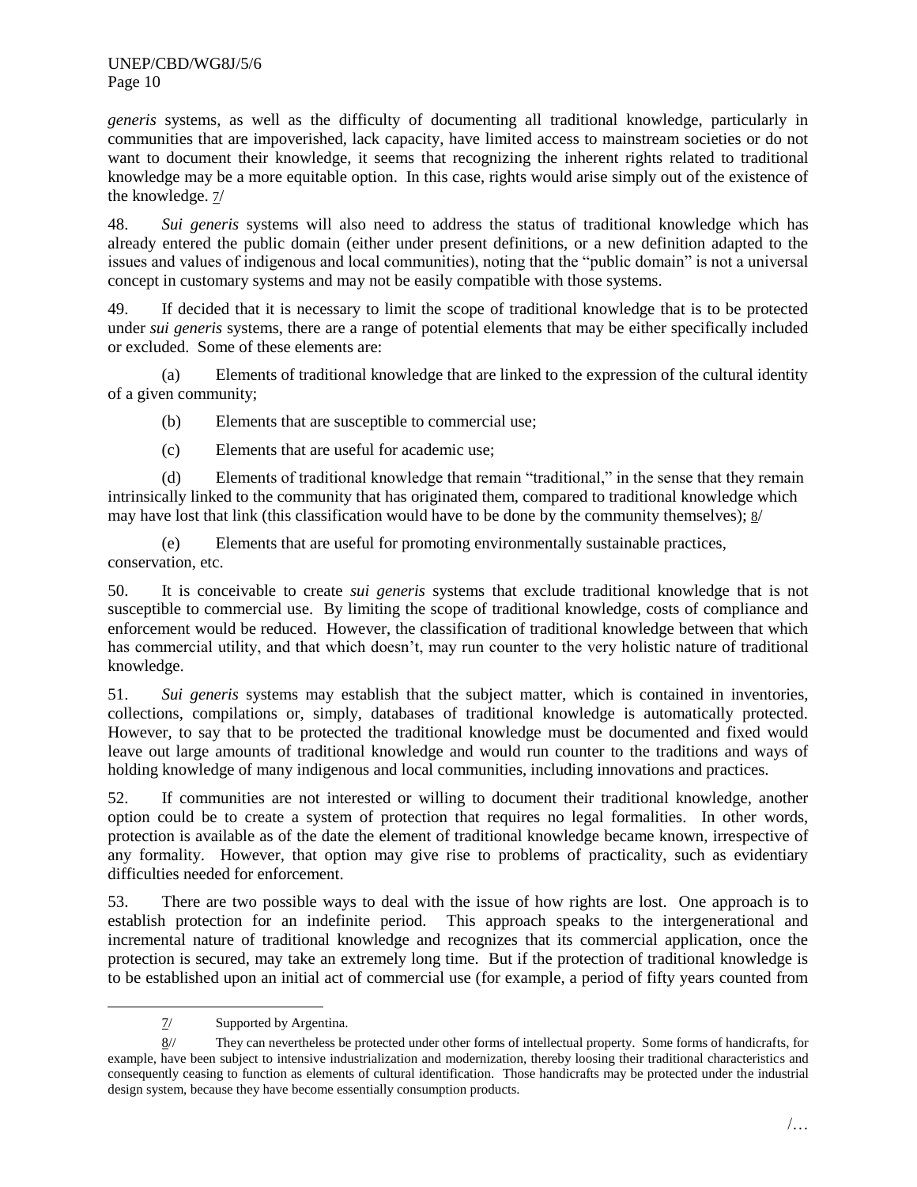*generis* systems, as well as the difficulty of documenting all traditional knowledge, particularly in communities that are impoverished, lack capacity, have limited access to mainstream societies or do not want to document their knowledge, it seems that recognizing the inherent rights related to traditional knowledge may be a more equitable option. In this case, rights would arise simply out of the existence of the knowledge. 7/

48. *Sui generis* systems will also need to address the status of traditional knowledge which has already entered the public domain (either under present definitions, or a new definition adapted to the issues and values of indigenous and local communities), noting that the "public domain" is not a universal concept in customary systems and may not be easily compatible with those systems.

49. If decided that it is necessary to limit the scope of traditional knowledge that is to be protected under *sui generis* systems, there are a range of potential elements that may be either specifically included or excluded. Some of these elements are:

(a) Elements of traditional knowledge that are linked to the expression of the cultural identity of a given community;

(b) Elements that are susceptible to commercial use;

(c) Elements that are useful for academic use;

(d) Elements of traditional knowledge that remain "traditional," in the sense that they remain intrinsically linked to the community that has originated them, compared to traditional knowledge which may have lost that link (this classification would have to be done by the community themselves); 8/

(e) Elements that are useful for promoting environmentally sustainable practices, conservation, etc.

50. It is conceivable to create *sui generis* systems that exclude traditional knowledge that is not susceptible to commercial use. By limiting the scope of traditional knowledge, costs of compliance and enforcement would be reduced. However, the classification of traditional knowledge between that which has commercial utility, and that which doesn't, may run counter to the very holistic nature of traditional knowledge.

51. *Sui generis* systems may establish that the subject matter, which is contained in inventories, collections, compilations or, simply, databases of traditional knowledge is automatically protected. However, to say that to be protected the traditional knowledge must be documented and fixed would leave out large amounts of traditional knowledge and would run counter to the traditions and ways of holding knowledge of many indigenous and local communities, including innovations and practices.

52. If communities are not interested or willing to document their traditional knowledge, another option could be to create a system of protection that requires no legal formalities. In other words, protection is available as of the date the element of traditional knowledge became known, irrespective of any formality. However, that option may give rise to problems of practicality, such as evidentiary difficulties needed for enforcement.

53. There are two possible ways to deal with the issue of how rights are lost. One approach is to establish protection for an indefinite period. This approach speaks to the intergenerational and incremental nature of traditional knowledge and recognizes that its commercial application, once the protection is secured, may take an extremely long time. But if the protection of traditional knowledge is to be established upon an initial act of commercial use (for example, a period of fifty years counted from

---

7/ Supported by Argentina.

8// They can nevertheless be protected under other forms of intellectual property. Some forms of handicrafts, for example, have been subject to intensive industrialization and modernization, thereby loosing their traditional characteristics and consequently ceasing to function as elements of cultural identification. Those handicrafts may be protected under the industrial design system, because they have become essentially consumption products.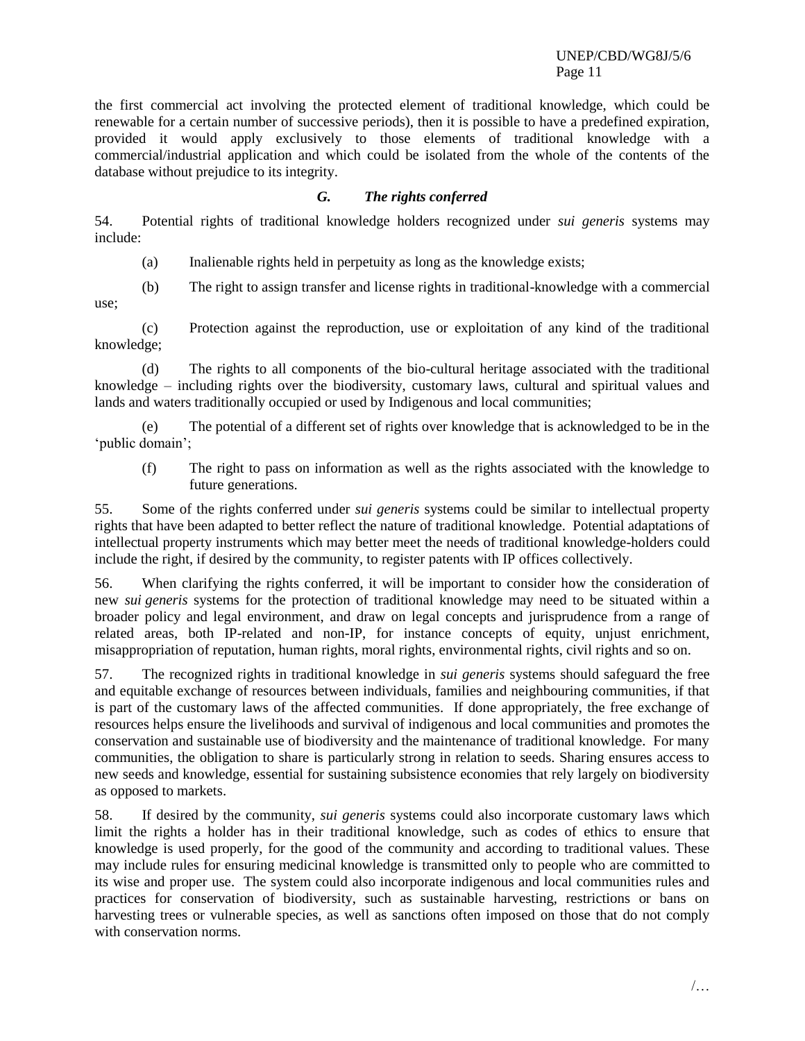the first commercial act involving the protected element of traditional knowledge, which could be renewable for a certain number of successive periods), then it is possible to have a predefined expiration, provided it would apply exclusively to those elements of traditional knowledge with a commercial/industrial application and which could be isolated from the whole of the contents of the database without prejudice to its integrity.

### *G. The rights conferred*

54. Potential rights of traditional knowledge holders recognized under *sui generis* systems may include:

(a) Inalienable rights held in perpetuity as long as the knowledge exists;

(b) The right to assign transfer and license rights in traditional-knowledge with a commercial use;

(c) Protection against the reproduction, use or exploitation of any kind of the traditional knowledge;

(d) The rights to all components of the bio-cultural heritage associated with the traditional knowledge – including rights over the biodiversity, customary laws, cultural and spiritual values and lands and waters traditionally occupied or used by Indigenous and local communities;

(e) The potential of a different set of rights over knowledge that is acknowledged to be in the 'public domain';

(f) The right to pass on information as well as the rights associated with the knowledge to future generations.

55. Some of the rights conferred under *sui generis* systems could be similar to intellectual property rights that have been adapted to better reflect the nature of traditional knowledge. Potential adaptations of intellectual property instruments which may better meet the needs of traditional knowledge-holders could include the right, if desired by the community, to register patents with IP offices collectively.

56. When clarifying the rights conferred, it will be important to consider how the consideration of new *sui generis* systems for the protection of traditional knowledge may need to be situated within a broader policy and legal environment, and draw on legal concepts and jurisprudence from a range of related areas, both IP-related and non-IP, for instance concepts of equity, unjust enrichment, misappropriation of reputation, human rights, moral rights, environmental rights, civil rights and so on.

57. The recognized rights in traditional knowledge in *sui generis* systems should safeguard the free and equitable exchange of resources between individuals, families and neighbouring communities, if that is part of the customary laws of the affected communities. If done appropriately, the free exchange of resources helps ensure the livelihoods and survival of indigenous and local communities and promotes the conservation and sustainable use of biodiversity and the maintenance of traditional knowledge. For many communities, the obligation to share is particularly strong in relation to seeds. Sharing ensures access to new seeds and knowledge, essential for sustaining subsistence economies that rely largely on biodiversity as opposed to markets.

58. If desired by the community, *sui generis* systems could also incorporate customary laws which limit the rights a holder has in their traditional knowledge, such as codes of ethics to ensure that knowledge is used properly, for the good of the community and according to traditional values. These may include rules for ensuring medicinal knowledge is transmitted only to people who are committed to its wise and proper use. The system could also incorporate indigenous and local communities rules and practices for conservation of biodiversity, such as sustainable harvesting, restrictions or bans on harvesting trees or vulnerable species, as well as sanctions often imposed on those that do not comply with conservation norms.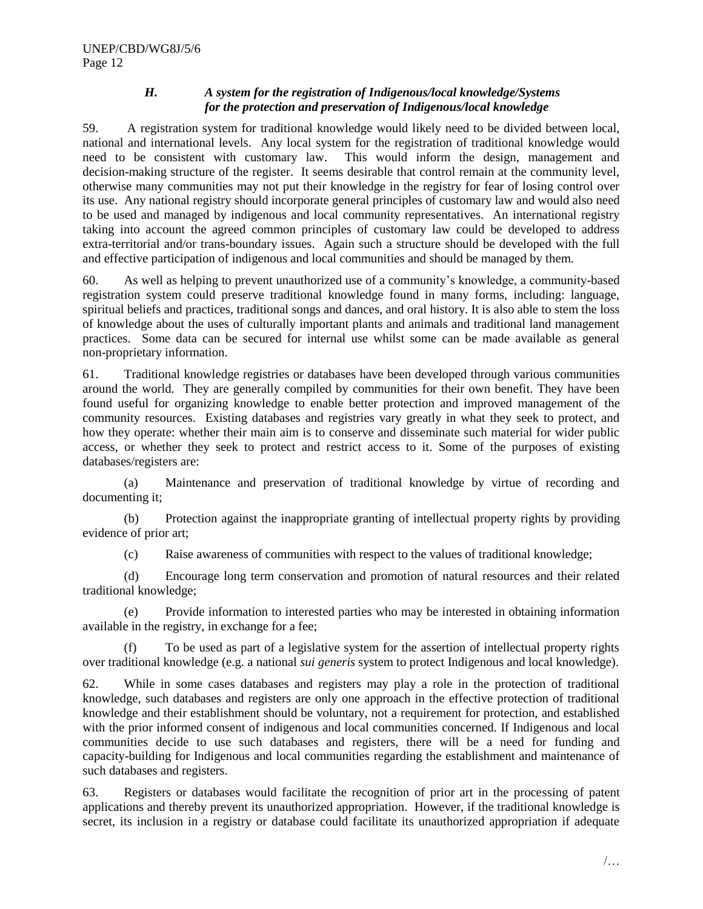### *H. A system for the registration of Indigenous/local knowledge/Systems for the protection and preservation of Indigenous/local knowledge*

59. A registration system for traditional knowledge would likely need to be divided between local, national and international levels. Any local system for the registration of traditional knowledge would need to be consistent with customary law. This would inform the design, management and decision-making structure of the register. It seems desirable that control remain at the community level, otherwise many communities may not put their knowledge in the registry for fear of losing control over its use. Any national registry should incorporate general principles of customary law and would also need to be used and managed by indigenous and local community representatives. An international registry taking into account the agreed common principles of customary law could be developed to address extra-territorial and/or trans-boundary issues. Again such a structure should be developed with the full and effective participation of indigenous and local communities and should be managed by them.

60. As well as helping to prevent unauthorized use of a community's knowledge, a community-based registration system could preserve traditional knowledge found in many forms, including: language, spiritual beliefs and practices, traditional songs and dances, and oral history. It is also able to stem the loss of knowledge about the uses of culturally important plants and animals and traditional land management practices. Some data can be secured for internal use whilst some can be made available as general non-proprietary information.

61. Traditional knowledge registries or databases have been developed through various communities around the world. They are generally compiled by communities for their own benefit. They have been found useful for organizing knowledge to enable better protection and improved management of the community resources. Existing databases and registries vary greatly in what they seek to protect, and how they operate: whether their main aim is to conserve and disseminate such material for wider public access, or whether they seek to protect and restrict access to it. Some of the purposes of existing databases/registers are:

(a) Maintenance and preservation of traditional knowledge by virtue of recording and documenting it;

(b) Protection against the inappropriate granting of intellectual property rights by providing evidence of prior art;

(c) Raise awareness of communities with respect to the values of traditional knowledge;

(d) Encourage long term conservation and promotion of natural resources and their related traditional knowledge;

(e) Provide information to interested parties who may be interested in obtaining information available in the registry, in exchange for a fee;

(f) To be used as part of a legislative system for the assertion of intellectual property rights over traditional knowledge (e.g. a national *sui generis* system to protect Indigenous and local knowledge).

62. While in some cases databases and registers may play a role in the protection of traditional knowledge, such databases and registers are only one approach in the effective protection of traditional knowledge and their establishment should be voluntary, not a requirement for protection, and established with the prior informed consent of indigenous and local communities concerned. If Indigenous and local communities decide to use such databases and registers, there will be a need for funding and capacity-building for Indigenous and local communities regarding the establishment and maintenance of such databases and registers.

63. Registers or databases would facilitate the recognition of prior art in the processing of patent applications and thereby prevent its unauthorized appropriation. However, if the traditional knowledge is secret, its inclusion in a registry or database could facilitate its unauthorized appropriation if adequate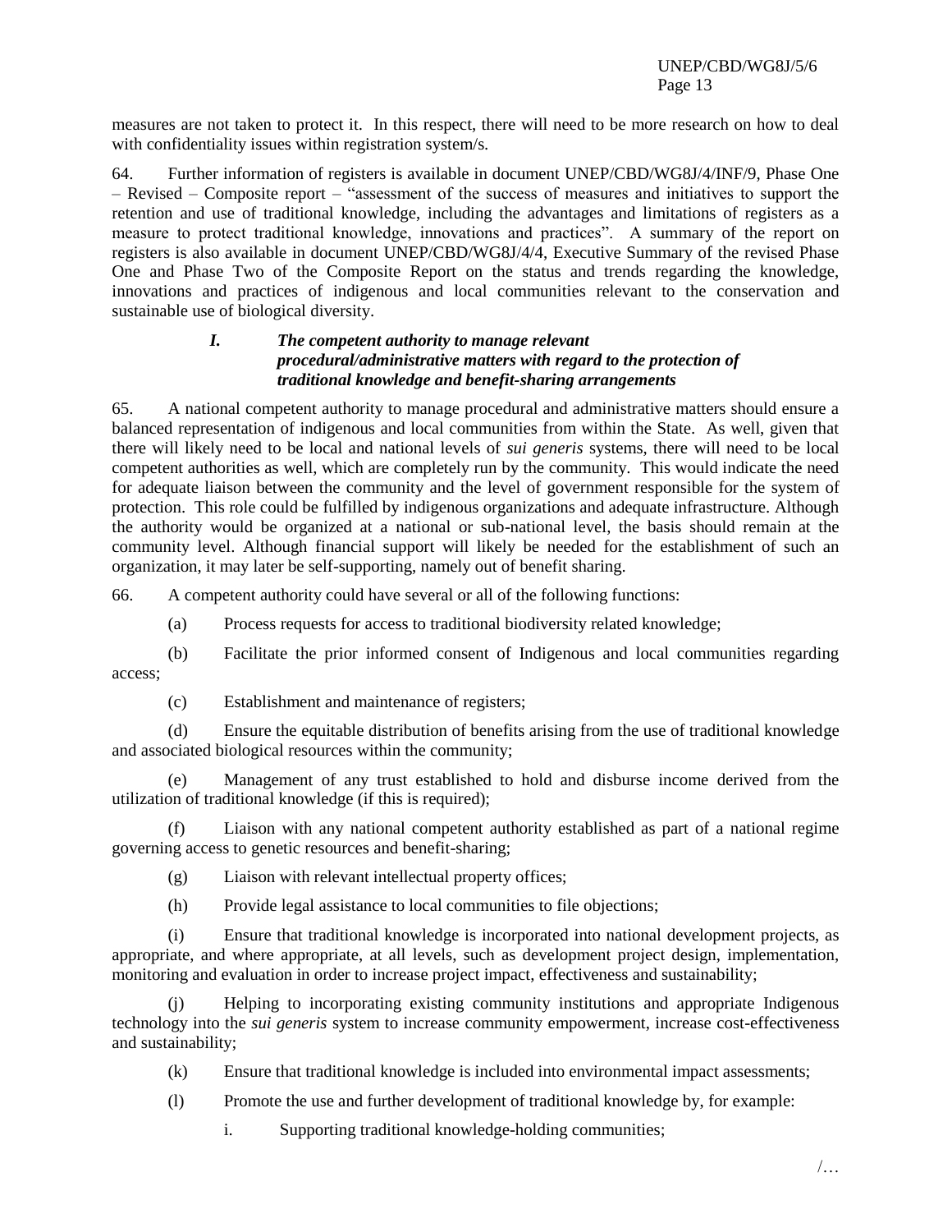measures are not taken to protect it. In this respect, there will need to be more research on how to deal with confidentiality issues within registration system/s.

64. Further information of registers is available in document UNEP/CBD/WG8J/4/INF/9, Phase One – Revised – Composite report – "assessment of the success of measures and initiatives to support the retention and use of traditional knowledge, including the advantages and limitations of registers as a measure to protect traditional knowledge, innovations and practices". A summary of the report on registers is also available in document UNEP/CBD/WG8J/4/4, Executive Summary of the revised Phase One and Phase Two of the Composite Report on the status and trends regarding the knowledge, innovations and practices of indigenous and local communities relevant to the conservation and sustainable use of biological diversity.

### *I. The competent authority to manage relevant procedural/administrative matters with regard to the protection of traditional knowledge and benefit-sharing arrangements*

65. A national competent authority to manage procedural and administrative matters should ensure a balanced representation of indigenous and local communities from within the State. As well, given that there will likely need to be local and national levels of *sui generis* systems, there will need to be local competent authorities as well, which are completely run by the community. This would indicate the need for adequate liaison between the community and the level of government responsible for the system of protection. This role could be fulfilled by indigenous organizations and adequate infrastructure. Although the authority would be organized at a national or sub-national level, the basis should remain at the community level. Although financial support will likely be needed for the establishment of such an organization, it may later be self-supporting, namely out of benefit sharing.

66. A competent authority could have several or all of the following functions:

(a) Process requests for access to traditional biodiversity related knowledge;

(b) Facilitate the prior informed consent of Indigenous and local communities regarding access;

(c) Establishment and maintenance of registers;

(d) Ensure the equitable distribution of benefits arising from the use of traditional knowledge and associated biological resources within the community;

(e) Management of any trust established to hold and disburse income derived from the utilization of traditional knowledge (if this is required);

(f) Liaison with any national competent authority established as part of a national regime governing access to genetic resources and benefit-sharing;

(g) Liaison with relevant intellectual property offices;

(h) Provide legal assistance to local communities to file objections;

(i) Ensure that traditional knowledge is incorporated into national development projects, as appropriate, and where appropriate, at all levels, such as development project design, implementation, monitoring and evaluation in order to increase project impact, effectiveness and sustainability;

(j) Helping to incorporating existing community institutions and appropriate Indigenous technology into the *sui generis* system to increase community empowerment, increase cost-effectiveness and sustainability;

(k) Ensure that traditional knowledge is included into environmental impact assessments;

(l) Promote the use and further development of traditional knowledge by, for example:

i. Supporting traditional knowledge-holding communities;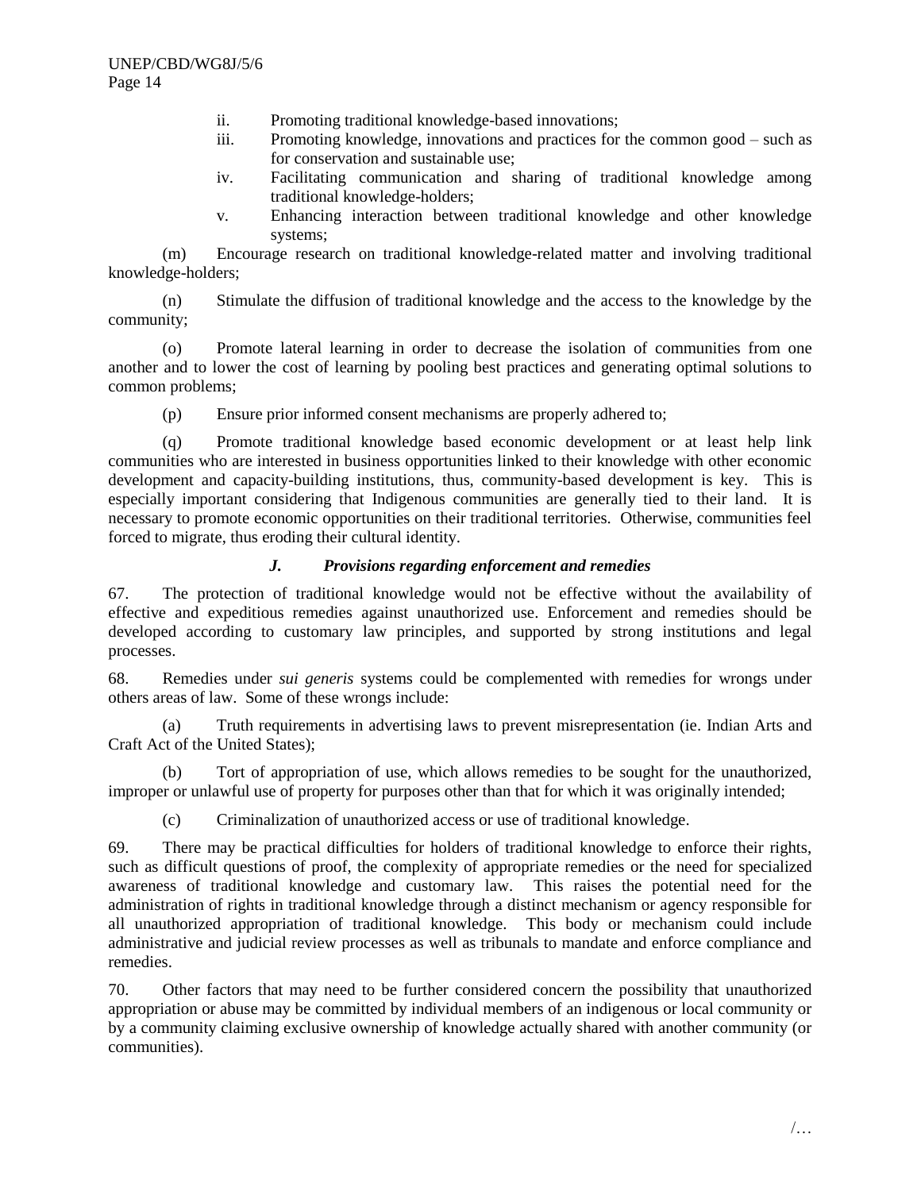ii. Promoting traditional knowledge-based innovations;

iii. Promoting knowledge, innovations and practices for the common good – such as for conservation and sustainable use;

iv. Facilitating communication and sharing of traditional knowledge among traditional knowledge-holders;

v. Enhancing interaction between traditional knowledge and other knowledge systems;

(m) Encourage research on traditional knowledge-related matter and involving traditional knowledge-holders;

(n) Stimulate the diffusion of traditional knowledge and the access to the knowledge by the community;

(o) Promote lateral learning in order to decrease the isolation of communities from one another and to lower the cost of learning by pooling best practices and generating optimal solutions to common problems;

(p) Ensure prior informed consent mechanisms are properly adhered to;

(q) Promote traditional knowledge based economic development or at least help link communities who are interested in business opportunities linked to their knowledge with other economic development and capacity-building institutions, thus, community-based development is key. This is especially important considering that Indigenous communities are generally tied to their land. It is necessary to promote economic opportunities on their traditional territories. Otherwise, communities feel forced to migrate, thus eroding their cultural identity.

### *J. Provisions regarding enforcement and remedies*

67. The protection of traditional knowledge would not be effective without the availability of effective and expeditious remedies against unauthorized use. Enforcement and remedies should be developed according to customary law principles, and supported by strong institutions and legal processes.

68. Remedies under *sui generis* systems could be complemented with remedies for wrongs under others areas of law. Some of these wrongs include:

(a) Truth requirements in advertising laws to prevent misrepresentation (ie. Indian Arts and Craft Act of the United States);

(b) Tort of appropriation of use, which allows remedies to be sought for the unauthorized, improper or unlawful use of property for purposes other than that for which it was originally intended;

(c) Criminalization of unauthorized access or use of traditional knowledge.

69. There may be practical difficulties for holders of traditional knowledge to enforce their rights, such as difficult questions of proof, the complexity of appropriate remedies or the need for specialized awareness of traditional knowledge and customary law. This raises the potential need for the administration of rights in traditional knowledge through a distinct mechanism or agency responsible for all unauthorized appropriation of traditional knowledge. This body or mechanism could include administrative and judicial review processes as well as tribunals to mandate and enforce compliance and remedies.

70. Other factors that may need to be further considered concern the possibility that unauthorized appropriation or abuse may be committed by individual members of an indigenous or local community or by a community claiming exclusive ownership of knowledge actually shared with another community (or communities).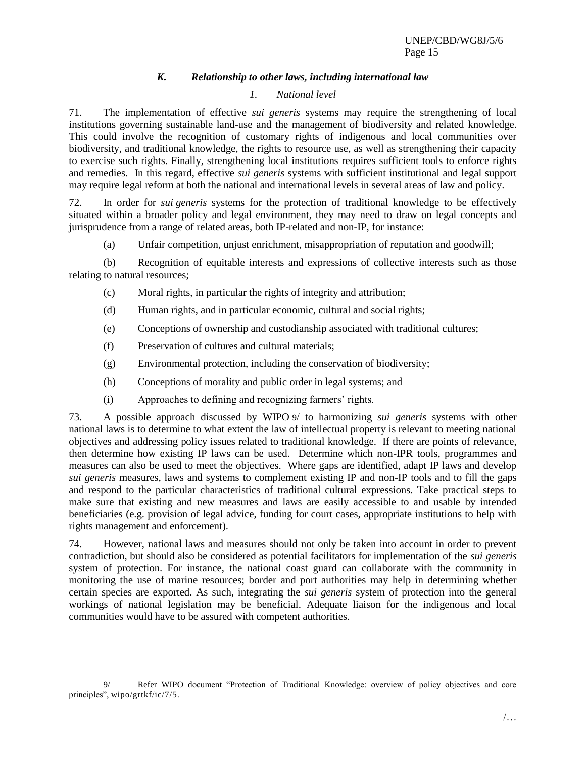### *K. Relationship to other laws, including international law*

#### *1. National level*

71. The implementation of effective *sui generis* systems may require the strengthening of local institutions governing sustainable land-use and the management of biodiversity and related knowledge. This could involve the recognition of customary rights of indigenous and local communities over biodiversity, and traditional knowledge, the rights to resource use, as well as strengthening their capacity to exercise such rights. Finally, strengthening local institutions requires sufficient tools to enforce rights and remedies. In this regard, effective *sui generis* systems with sufficient institutional and legal support may require legal reform at both the national and international levels in several areas of law and policy.

72. In order for *sui generis* systems for the protection of traditional knowledge to be effectively situated within a broader policy and legal environment, they may need to draw on legal concepts and jurisprudence from a range of related areas, both IP-related and non-IP, for instance:

(a) Unfair competition, unjust enrichment, misappropriation of reputation and goodwill;

(b) Recognition of equitable interests and expressions of collective interests such as those relating to natural resources;

(c) Moral rights, in particular the rights of integrity and attribution;

(d) Human rights, and in particular economic, cultural and social rights;

(e) Conceptions of ownership and custodianship associated with traditional cultures;

(f) Preservation of cultures and cultural materials;

(g) Environmental protection, including the conservation of biodiversity;

(h) Conceptions of morality and public order in legal systems; and

(i) Approaches to defining and recognizing farmers' rights.

73. A possible approach discussed by WIPO 9/ to harmonizing *sui generis* systems with other national laws is to determine to what extent the law of intellectual property is relevant to meeting national objectives and addressing policy issues related to traditional knowledge. If there are points of relevance, then determine how existing IP laws can be used. Determine which non-IPR tools, programmes and measures can also be used to meet the objectives. Where gaps are identified, adapt IP laws and develop *sui generis* measures, laws and systems to complement existing IP and non-IP tools and to fill the gaps and respond to the particular characteristics of traditional cultural expressions. Take practical steps to make sure that existing and new measures and laws are easily accessible to and usable by intended beneficiaries (e.g. provision of legal advice, funding for court cases, appropriate institutions to help with rights management and enforcement).

74. However, national laws and measures should not only be taken into account in order to prevent contradiction, but should also be considered as potential facilitators for implementation of the *sui generis* system of protection. For instance, the national coast guard can collaborate with the community in monitoring the use of marine resources; border and port authorities may help in determining whether certain species are exported. As such, integrating the *sui generis* system of protection into the general workings of national legislation may be beneficial. Adequate liaison for the indigenous and local communities would have to be assured with competent authorities.

---

9/ Refer WIPO document "Protection of Traditional Knowledge: overview of policy objectives and core principles", wipo/grtkf/ic/7/5.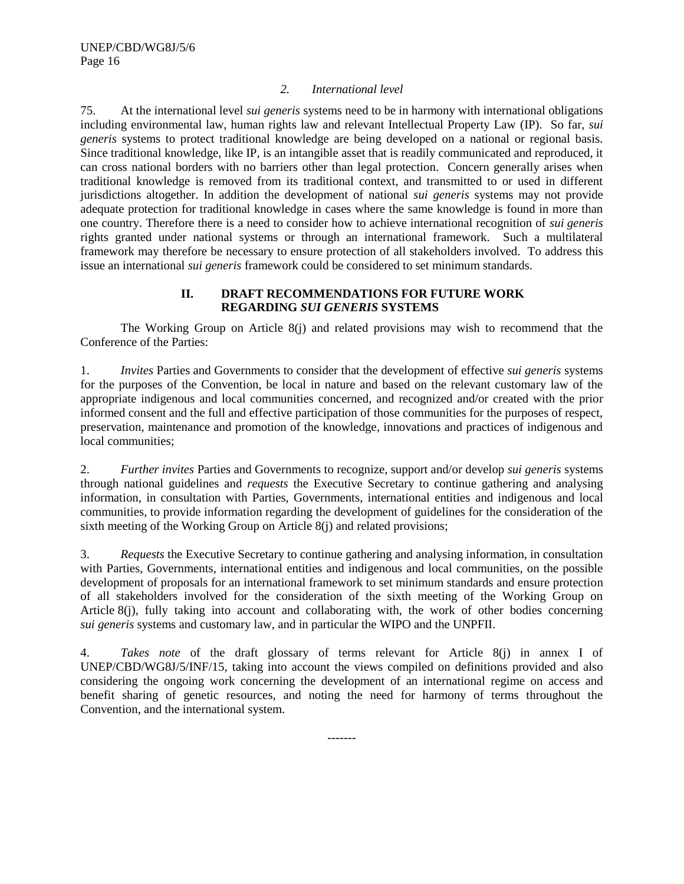### *2. International level*

75. At the international level *sui generis* systems need to be in harmony with international obligations including environmental law, human rights law and relevant Intellectual Property Law (IP). So far, *sui generis* systems to protect traditional knowledge are being developed on a national or regional basis. Since traditional knowledge, like IP, is an intangible asset that is readily communicated and reproduced, it can cross national borders with no barriers other than legal protection. Concern generally arises when traditional knowledge is removed from its traditional context, and transmitted to or used in different jurisdictions altogether. In addition the development of national *sui generis* systems may not provide adequate protection for traditional knowledge in cases where the same knowledge is found in more than one country. Therefore there is a need to consider how to achieve international recognition of *sui generis* rights granted under national systems or through an international framework. Such a multilateral framework may therefore be necessary to ensure protection of all stakeholders involved. To address this issue an international *sui generis* framework could be considered to set minimum standards.

## II. DRAFT RECOMMENDATIONS FOR FUTURE WORK REGARDING *SUI GENERIS* SYSTEMS

The Working Group on Article 8(j) and related provisions may wish to recommend that the Conference of the Parties:

1. *Invites* Parties and Governments to consider that the development of effective *sui generis* systems for the purposes of the Convention, be local in nature and based on the relevant customary law of the appropriate indigenous and local communities concerned, and recognized and/or created with the prior informed consent and the full and effective participation of those communities for the purposes of respect, preservation, maintenance and promotion of the knowledge, innovations and practices of indigenous and local communities;

2. *Further invites* Parties and Governments to recognize, support and/or develop *sui generis* systems through national guidelines and *requests* the Executive Secretary to continue gathering and analysing information, in consultation with Parties, Governments, international entities and indigenous and local communities, to provide information regarding the development of guidelines for the consideration of the sixth meeting of the Working Group on Article 8(j) and related provisions;

3. *Requests* the Executive Secretary to continue gathering and analysing information, in consultation with Parties, Governments, international entities and indigenous and local communities, on the possible development of proposals for an international framework to set minimum standards and ensure protection of all stakeholders involved for the consideration of the sixth meeting of the Working Group on Article 8(j), fully taking into account and collaborating with, the work of other bodies concerning *sui generis* systems and customary law, and in particular the WIPO and the UNPFII.

4. *Takes note* of the draft glossary of terms relevant for Article 8(j) in annex I of UNEP/CBD/WG8J/5/INF/15, taking into account the views compiled on definitions provided and also considering the ongoing work concerning the development of an international regime on access and benefit sharing of genetic resources, and noting the need for harmony of terms throughout the Convention, and the international system.

-------